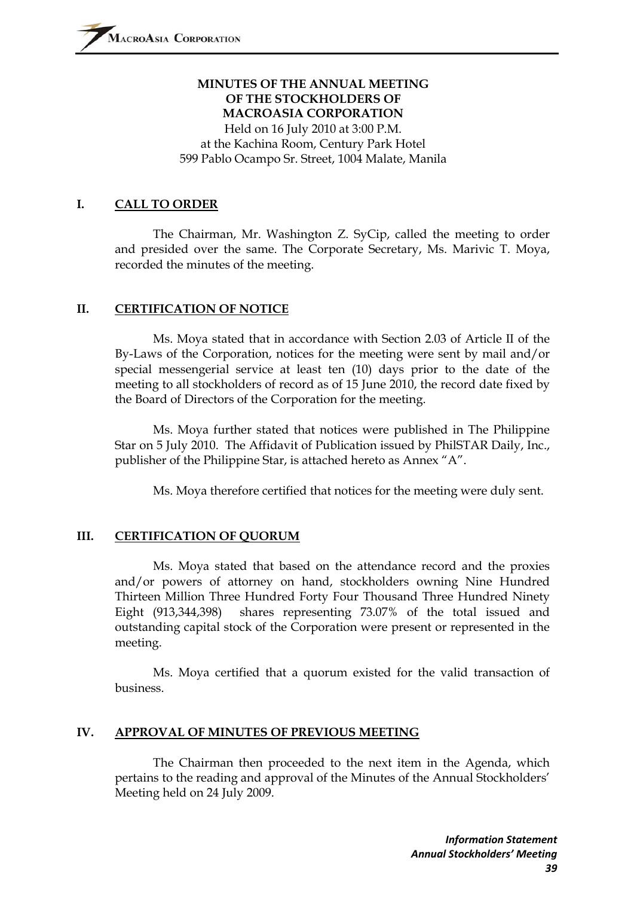# MINUTES OF THE ANNUAL MEETING OF THE STOCKHOLDERS OF MACROASIA CORPORATION

Held on 16 July 2010 at 3:00 P.M.
at the Kachina Room, Century Park Hotel
599 Pablo Ocampo Sr. Street, 1004 Malate, Manila

## I. CALL TO ORDER

The Chairman, Mr. Washington Z. SyCip, called the meeting to order and presided over the same. The Corporate Secretary, Ms. Marivic T. Moya, recorded the minutes of the meeting.

## II. CERTIFICATION OF NOTICE

Ms. Moya stated that in accordance with Section 2.03 of Article II of the By-Laws of the Corporation, notices for the meeting were sent by mail and/or special messengerial service at least ten (10) days prior to the date of the meeting to all stockholders of record as of 15 June 2010, the record date fixed by the Board of Directors of the Corporation for the meeting.

Ms. Moya further stated that notices were published in The Philippine Star on 5 July 2010. The Affidavit of Publication issued by PhilSTAR Daily, Inc., publisher of the Philippine Star, is attached hereto as Annex "A".

Ms. Moya therefore certified that notices for the meeting were duly sent.

## III. CERTIFICATION OF QUORUM

Ms. Moya stated that based on the attendance record and the proxies and/or powers of attorney on hand, stockholders owning Nine Hundred Thirteen Million Three Hundred Forty Four Thousand Three Hundred Ninety Eight (913,344,398) shares representing 73.07% of the total issued and outstanding capital stock of the Corporation were present or represented in the meeting.

Ms. Moya certified that a quorum existed for the valid transaction of business.

## IV. APPROVAL OF MINUTES OF PREVIOUS MEETING

The Chairman then proceeded to the next item in the Agenda, which pertains to the reading and approval of the Minutes of the Annual Stockholders' Meeting held on 24 July 2009.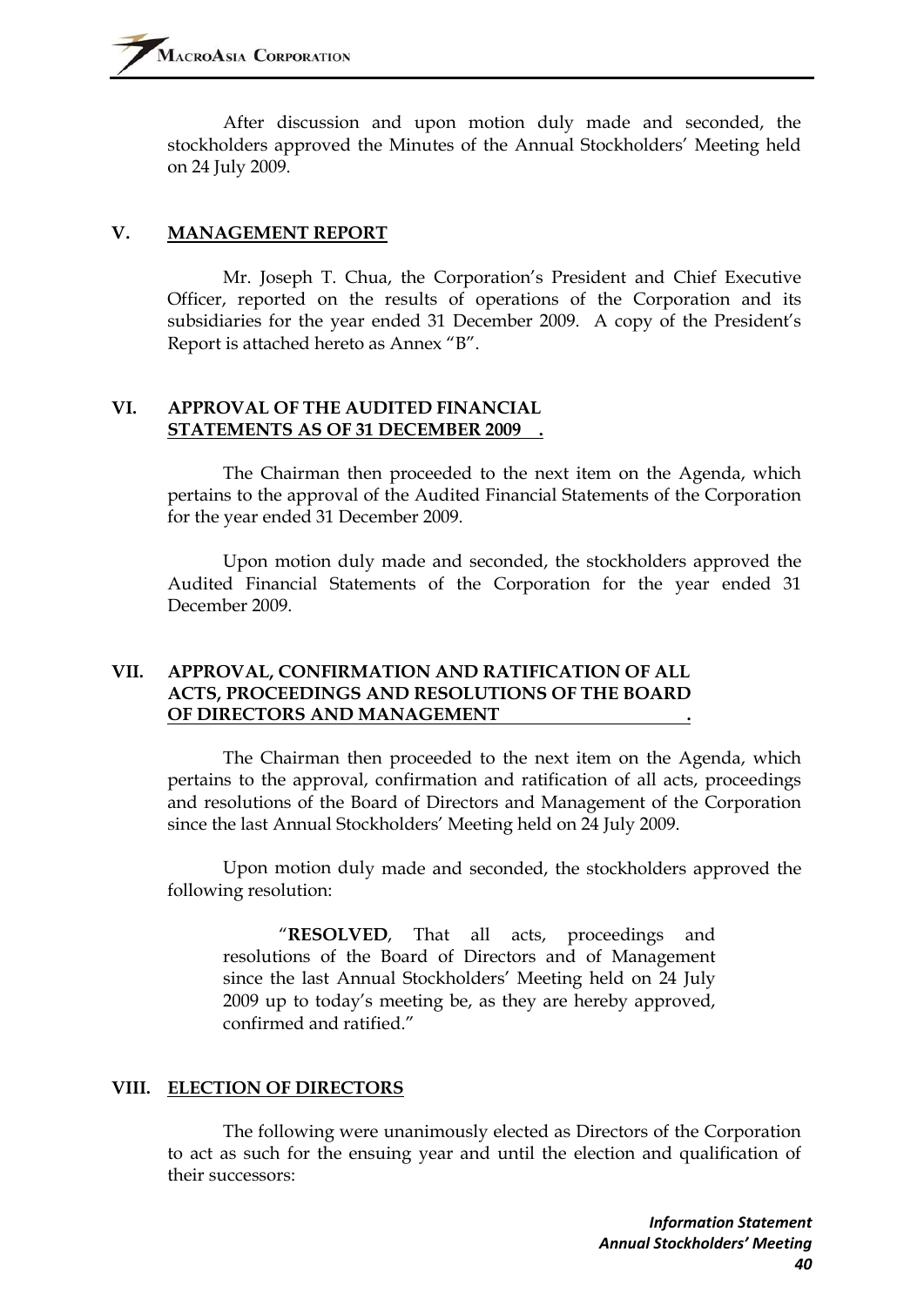After discussion and upon motion duly made and seconded, the stockholders approved the Minutes of the Annual Stockholders' Meeting held on 24 July 2009.

## V. MANAGEMENT REPORT

Mr. Joseph T. Chua, the Corporation's President and Chief Executive Officer, reported on the results of operations of the Corporation and its subsidiaries for the year ended 31 December 2009. A copy of the President's Report is attached hereto as Annex "B".

## VI. APPROVAL OF THE AUDITED FINANCIAL STATEMENTS AS OF 31 DECEMBER 2009 .

The Chairman then proceeded to the next item on the Agenda, which pertains to the approval of the Audited Financial Statements of the Corporation for the year ended 31 December 2009.

Upon motion duly made and seconded, the stockholders approved the Audited Financial Statements of the Corporation for the year ended 31 December 2009.

## VII. APPROVAL, CONFIRMATION AND RATIFICATION OF ALL ACTS, PROCEEDINGS AND RESOLUTIONS OF THE BOARD OF DIRECTORS AND MANAGEMENT .

The Chairman then proceeded to the next item on the Agenda, which pertains to the approval, confirmation and ratification of all acts, proceedings and resolutions of the Board of Directors and Management of the Corporation since the last Annual Stockholders' Meeting held on 24 July 2009.

Upon motion duly made and seconded, the stockholders approved the following resolution:

> "**RESOLVED**, That all acts, proceedings and resolutions of the Board of Directors and of Management since the last Annual Stockholders' Meeting held on 24 July 2009 up to today's meeting be, as they are hereby approved, confirmed and ratified."

## VIII. ELECTION OF DIRECTORS

The following were unanimously elected as Directors of the Corporation to act as such for the ensuing year and until the election and qualification of their successors: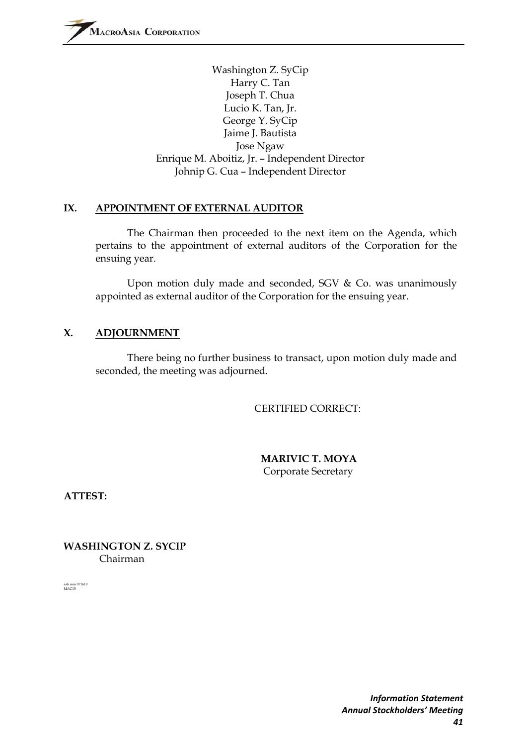Washington Z. SyCip
Harry C. Tan
Joseph T. Chua
Lucio K. Tan, Jr.
George Y. SyCip
Jaime J. Bautista
Jose Ngaw
Enrique M. Aboitiz, Jr. – Independent Director
Johnip G. Cua – Independent Director

## IX. APPOINTMENT OF EXTERNAL AUDITOR

The Chairman then proceeded to the next item on the Agenda, which pertains to the appointment of external auditors of the Corporation for the ensuing year.

Upon motion duly made and seconded, SGV & Co. was unanimously appointed as external auditor of the Corporation for the ensuing year.

## X. ADJOURNMENT

There being no further business to transact, upon motion duly made and seconded, the meeting was adjourned.

CERTIFIED CORRECT:

**MARIVIC T. MOYA**
Corporate Secretary

**ATTEST:**

**WASHINGTON Z. SYCIP**
Chairman

ash min 071610
MAC15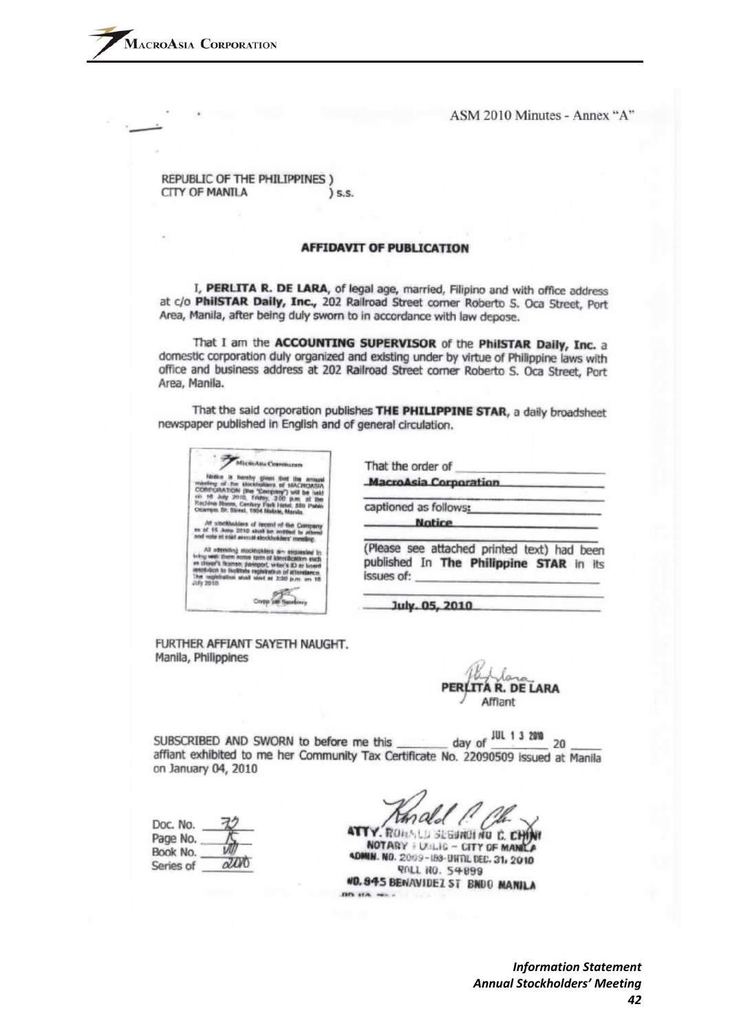ASM 2010 Minutes - Annex "A"

REPUBLIC OF THE PHILIPPINES )
CITY OF MANILA ) s.s.

## AFFIDAVIT OF PUBLICATION

I, **PERLITA R. DE LARA**, of legal age, married, Filipino and with office address at c/o **PhilSTAR Daily, Inc.**, 202 Railroad Street corner Roberto S. Oca Street, Port Area, Manila, after being duly sworn to in accordance with law depose.

That I am the **ACCOUNTING SUPERVISOR** of the **PhilSTAR Daily, Inc.** a domestic corporation duly organized and existing under by virtue of Philippine laws with office and business address at 202 Railroad Street corner Roberto S. Oca Street, Port Area, Manila.

That the said corporation publishes **THE PHILIPPINE STAR**, a daily broadsheet newspaper published in English and of general circulation.

MacroAsia Corporation

Notice is hereby given that the annual meeting of the stockholders of MACROASIA CORPORATION (the "Company") will be held on 16 July 2010, Friday, 3:00 p.m. at the Hachiman Room, Century Park Hotel, 599 Pablo Ocampo Sr. Street, 1004 Malate, Manila.

All stockholders of record of the Company as of 16 June 2010 shall be entitled to attend and vote at said annual stockholders' meeting.

All attending stockholders are requested to bring with them some form of identification such as driver's license, passport, voter's ID or board resolution to facilitate registration of attendance. The registration shall start at 2:30 p.m. on 16 July 2010.

Corporate Secretary

That the order of MacroAsia Corporation

captioned as follows: Notice

(Please see attached printed text) had been published In **The Philippine STAR** in its issues of:

July. 05, 2010

FURTHER AFFIANT SAYETH NAUGHT.
Manila, Philippines

PERLITA R. DE LARA
Affiant

SUBSCRIBED AND SWORN to before me this ______ day of JUL 1 3 2010 20 ____ affiant exhibited to me her Community Tax Certificate No. 22090509 issued at Manila on January 04, 2010

Doc. No. 72
Page No. 15
Book No. VIII
Series of 2010

ATTY. RONALD SEGUNDINO C. CHING
NOTARY PUBLIC – CITY OF MANILA
ADMIN. NO. 2009-183-UNTIL DEC. 31, 2010
ROLL NO. 54899
NO. 945 BENAVIDEZ ST BNDO MANILA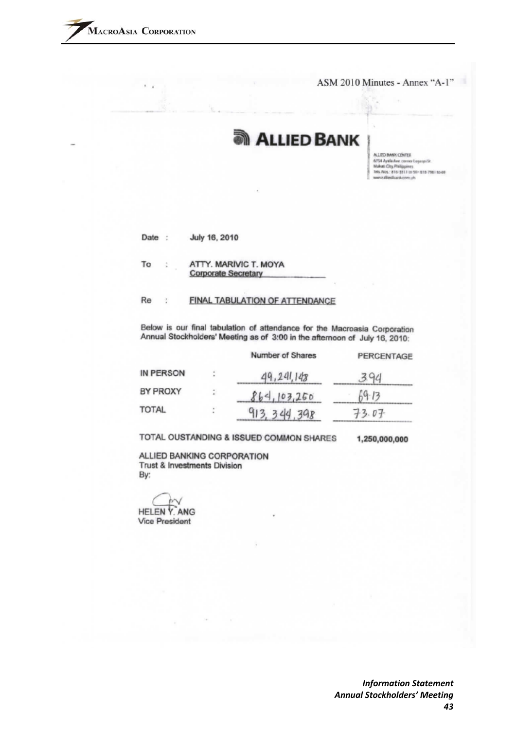ASM 2010 Minutes - Annex "A-1"

**ALLIED BANK**

ALLIED BANK CENTER
6754 Ayala Ave corner Legaspi St.
Makati City, Philippines
Tels. Nos.: 816-3311 to 50 • 818-7961 to 69
www.alliedbank.com.ph

Date : July 16, 2010

To : ATTY. MARIVIC T. MOYA
Corporate Secretary

Re : FINAL TABULATION OF ATTENDANCE

Below is our final tabulation of attendance for the Macroasia Corporation Annual Stockholders' Meeting as of 3:00 in the afternoon of July 16, 2010:

| | | Number of Shares | PERCENTAGE |
|---|---|---|---|
| IN PERSON | : | 49,241,148 | 3.94 |
| BY PROXY | : | 864,103,250 | 69.13 |
| TOTAL | : | 913,344,398 | 73.07 |

TOTAL OUSTANDING & ISSUED COMMON SHARES 1,250,000,000

ALLIED BANKING CORPORATION
Trust & Investments Division
By:

HELEN Y. ANG
Vice President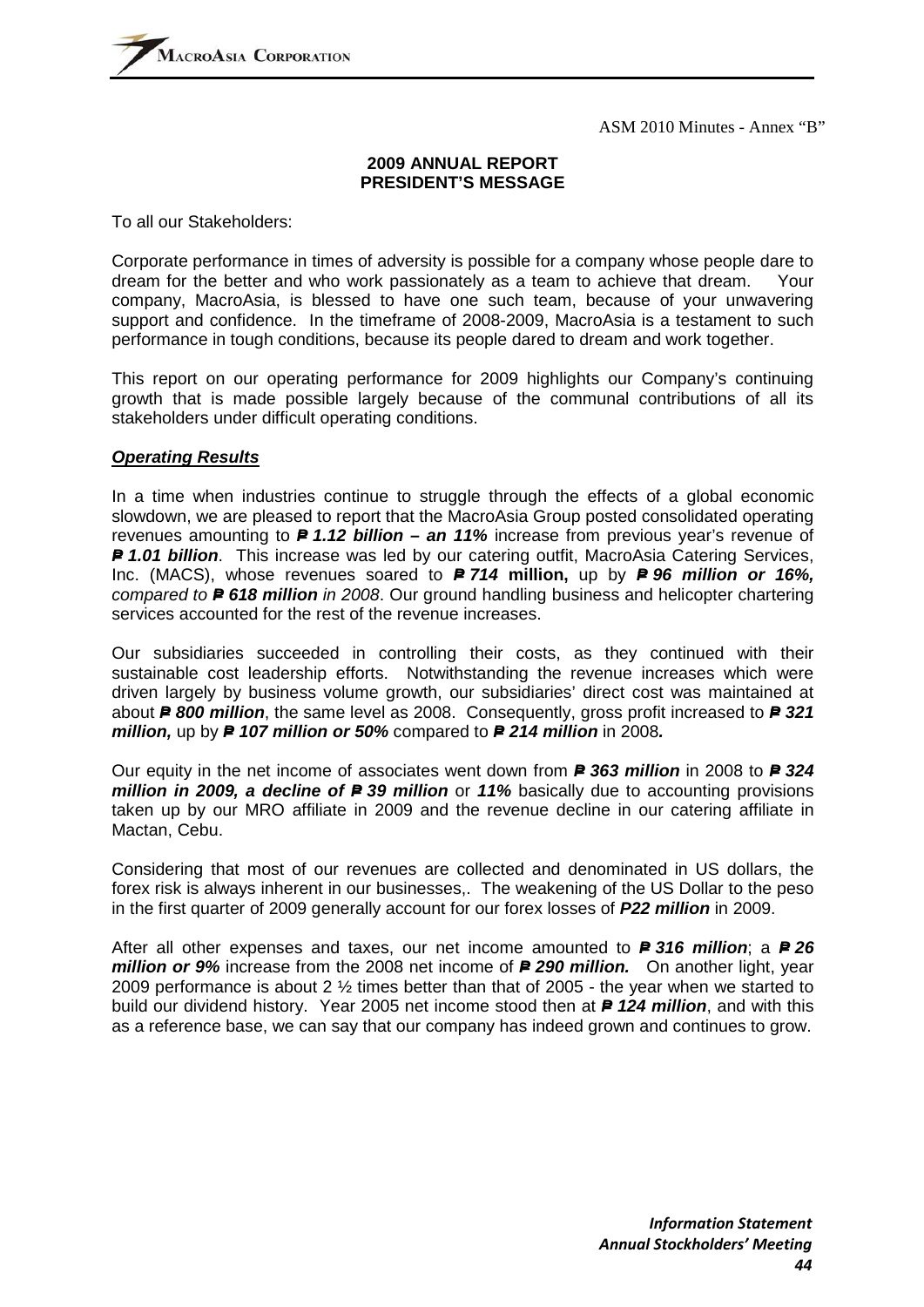ASM 2010 Minutes - Annex "B"

## 2009 ANNUAL REPORT
## PRESIDENT'S MESSAGE

To all our Stakeholders:

Corporate performance in times of adversity is possible for a company whose people dare to dream for the better and who work passionately as a team to achieve that dream. Your company, MacroAsia, is blessed to have one such team, because of your unwavering support and confidence. In the timeframe of 2008-2009, MacroAsia is a testament to such performance in tough conditions, because its people dared to dream and work together.

This report on our operating performance for 2009 highlights our Company's continuing growth that is made possible largely because of the communal contributions of all its stakeholders under difficult operating conditions.

***Operating Results***

In a time when industries continue to struggle through the effects of a global economic slowdown, we are pleased to report that the MacroAsia Group posted consolidated operating revenues amounting to ***₱ 1.12 billion – an 11%*** increase from previous year's revenue of ***₱ 1.01 billion***. This increase was led by our catering outfit, MacroAsia Catering Services, Inc. (MACS), whose revenues soared to ***₱ 714* million,** up by ***₱ 96 million or 16%,*** *compared to* ***₱ 618 million*** *in 2008*. Our ground handling business and helicopter chartering services accounted for the rest of the revenue increases.

Our subsidiaries succeeded in controlling their costs, as they continued with their sustainable cost leadership efforts. Notwithstanding the revenue increases which were driven largely by business volume growth, our subsidiaries' direct cost was maintained at about ***₱ 800 million***, the same level as 2008. Consequently, gross profit increased to ***₱ 321 million,*** up by ***₱ 107 million or 50%*** compared to ***₱ 214 million*** in 2008***.***

Our equity in the net income of associates went down from ***₱ 363 million*** in 2008 to ***₱ 324 million in 2009, a decline of ₱ 39 million*** or ***11%*** basically due to accounting provisions taken up by our MRO affiliate in 2009 and the revenue decline in our catering affiliate in Mactan, Cebu.

Considering that most of our revenues are collected and denominated in US dollars, the forex risk is always inherent in our businesses,. The weakening of the US Dollar to the peso in the first quarter of 2009 generally account for our forex losses of ***P22 million*** in 2009.

After all other expenses and taxes, our net income amounted to ***₱ 316 million***; a ***₱ 26 million or 9%*** increase from the 2008 net income of ***₱ 290 million.*** On another light, year 2009 performance is about 2 ½ times better than that of 2005 - the year when we started to build our dividend history. Year 2005 net income stood then at ***₱ 124 million***, and with this as a reference base, we can say that our company has indeed grown and continues to grow.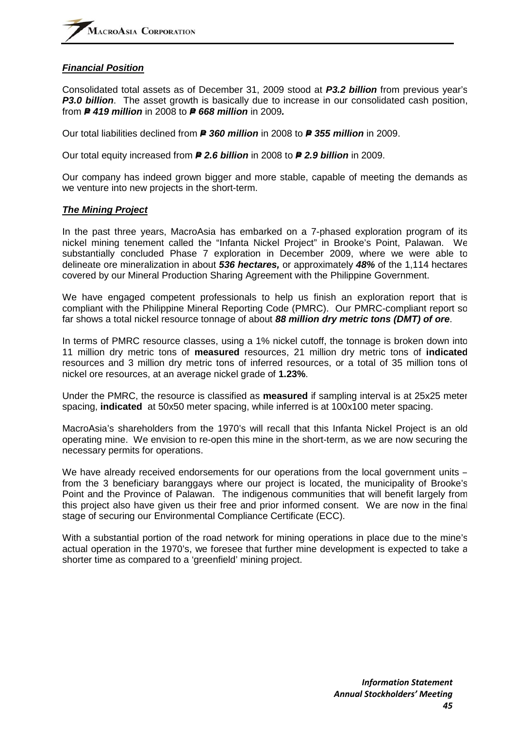***Financial Position***

Consolidated total assets as of December 31, 2009 stood at ***P3.2 billion*** from previous year's ***P3.0 billion***. The asset growth is basically due to increase in our consolidated cash position, from ***₱ 419 million*** in 2008 to ***₱ 668 million*** in 2009***.***

Our total liabilities declined from ***₱ 360 million*** in 2008 to ***₱ 355 million*** in 2009.

Our total equity increased from ***₱ 2.6 billion*** in 2008 to ***₱ 2.9 billion*** in 2009.

Our company has indeed grown bigger and more stable, capable of meeting the demands as we venture into new projects in the short-term.

***The Mining Project***

In the past three years, MacroAsia has embarked on a 7-phased exploration program of its nickel mining tenement called the "Infanta Nickel Project" in Brooke's Point, Palawan. We substantially concluded Phase 7 exploration in December 2009, where we were able to delineate ore mineralization in about ***536 hectares,*** or approximately ***48%*** of the 1,114 hectares covered by our Mineral Production Sharing Agreement with the Philippine Government.

We have engaged competent professionals to help us finish an exploration report that is compliant with the Philippine Mineral Reporting Code (PMRC). Our PMRC-compliant report so far shows a total nickel resource tonnage of about ***88 million dry metric tons (DMT) of ore***.

In terms of PMRC resource classes, using a 1% nickel cutoff, the tonnage is broken down into 11 million dry metric tons of **measured** resources, 21 million dry metric tons of **indicated** resources and 3 million dry metric tons of inferred resources, or a total of 35 million tons of nickel ore resources, at an average nickel grade of **1.23%**.

Under the PMRC, the resource is classified as **measured** if sampling interval is at 25x25 meter spacing, **indicated** at 50x50 meter spacing, while inferred is at 100x100 meter spacing.

MacroAsia's shareholders from the 1970's will recall that this Infanta Nickel Project is an old operating mine. We envision to re-open this mine in the short-term, as we are now securing the necessary permits for operations.

We have already received endorsements for our operations from the local government units – from the 3 beneficiary baranggays where our project is located, the municipality of Brooke's Point and the Province of Palawan. The indigenous communities that will benefit largely from this project also have given us their free and prior informed consent. We are now in the final stage of securing our Environmental Compliance Certificate (ECC).

With a substantial portion of the road network for mining operations in place due to the mine's actual operation in the 1970's, we foresee that further mine development is expected to take a shorter time as compared to a 'greenfield' mining project.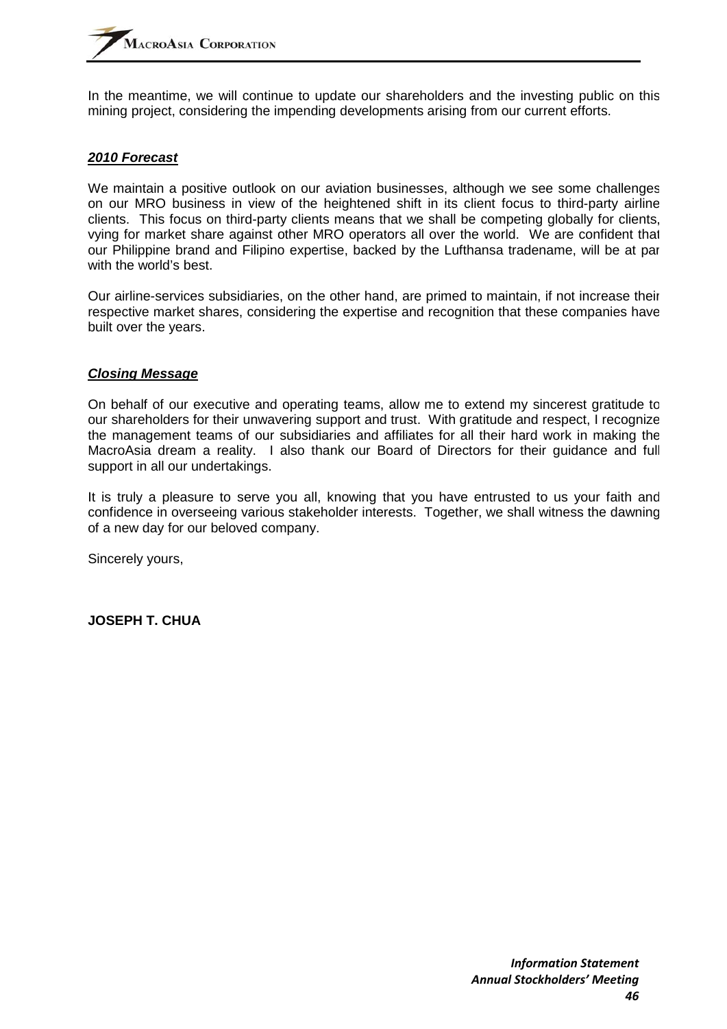In the meantime, we will continue to update our shareholders and the investing public on this mining project, considering the impending developments arising from our current efforts.

***2010 Forecast***

We maintain a positive outlook on our aviation businesses, although we see some challenges on our MRO business in view of the heightened shift in its client focus to third-party airline clients. This focus on third-party clients means that we shall be competing globally for clients, vying for market share against other MRO operators all over the world. We are confident that our Philippine brand and Filipino expertise, backed by the Lufthansa tradename, will be at par with the world's best.

Our airline-services subsidiaries, on the other hand, are primed to maintain, if not increase their respective market shares, considering the expertise and recognition that these companies have built over the years.

***Closing Message***

On behalf of our executive and operating teams, allow me to extend my sincerest gratitude to our shareholders for their unwavering support and trust. With gratitude and respect, I recognize the management teams of our subsidiaries and affiliates for all their hard work in making the MacroAsia dream a reality. I also thank our Board of Directors for their guidance and full support in all our undertakings.

It is truly a pleasure to serve you all, knowing that you have entrusted to us your faith and confidence in overseeing various stakeholder interests. Together, we shall witness the dawning of a new day for our beloved company.

Sincerely yours,

**JOSEPH T. CHUA**